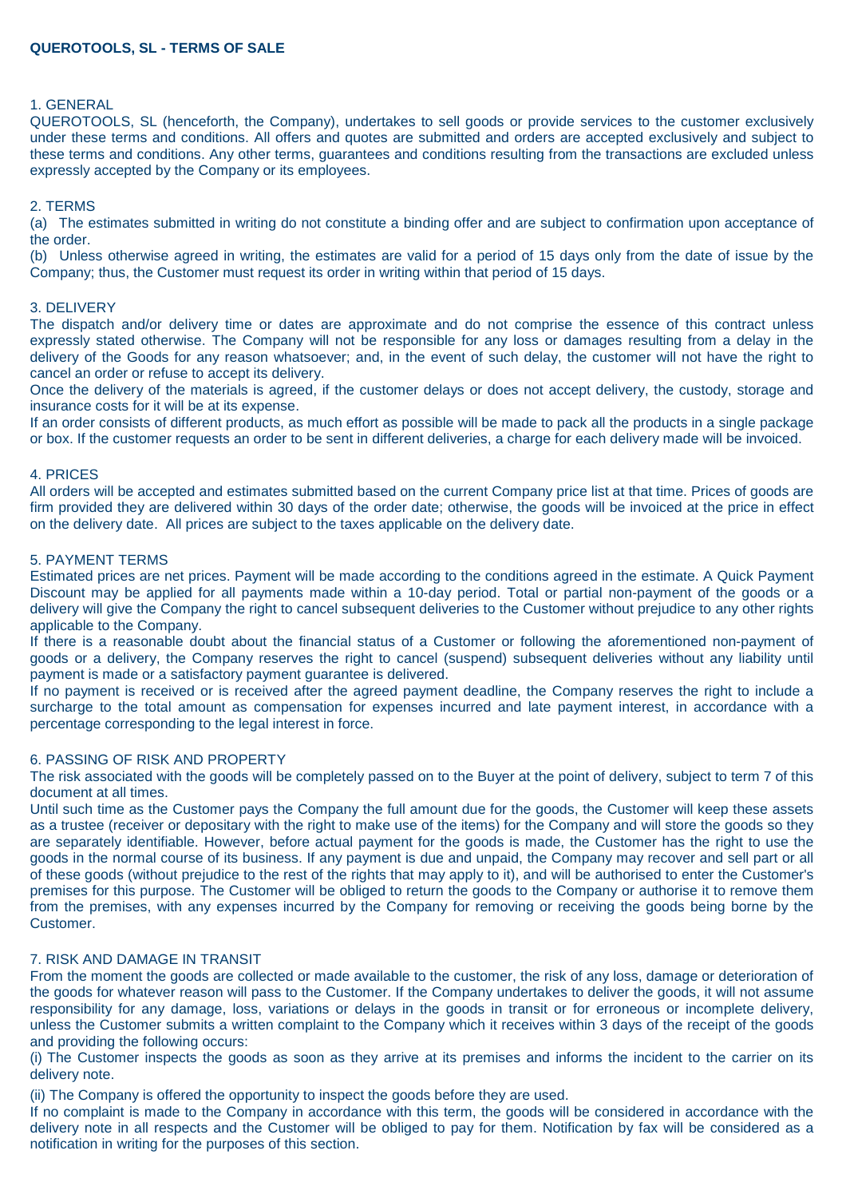**QUEROTOOLS, SL - TERMS OF SALE**

1. GENERAL

QUEROTOOLS, SL (henceforth, the Company), undertakes to sell goods or provide services to the customer exclusively under these terms and conditions. All offers and quotes are submitted and orders are accepted exclusively and subject to these terms and conditions. Any other terms, guarantees and conditions resulting from the transactions are excluded unless expressly accepted by the Company or its employees.

2. TERMS

(a) The estimates submitted in writing do not constitute a binding offer and are subject to confirmation upon acceptance of the order.

(b) Unless otherwise agreed in writing, the estimates are valid for a period of 15 days only from the date of issue by the Company; thus, the Customer must request its order in writing within that period of 15 days.

3. DELIVERY

The dispatch and/or delivery time or dates are approximate and do not comprise the essence of this contract unless expressly stated otherwise. The Company will not be responsible for any loss or damages resulting from a delay in the delivery of the Goods for any reason whatsoever; and, in the event of such delay, the customer will not have the right to cancel an order or refuse to accept its delivery.

Once the delivery of the materials is agreed, if the customer delays or does not accept delivery, the custody, storage and insurance costs for it will be at its expense.

If an order consists of different products, as much effort as possible will be made to pack all the products in a single package or box. If the customer requests an order to be sent in different deliveries, a charge for each delivery made will be invoiced.

4. PRICES

All orders will be accepted and estimates submitted based on the current Company price list at that time. Prices of goods are firm provided they are delivered within 30 days of the order date; otherwise, the goods will be invoiced at the price in effect on the delivery date. All prices are subject to the taxes applicable on the delivery date.

5. PAYMENT TERMS

Estimated prices are net prices. Payment will be made according to the conditions agreed in the estimate. A Quick Payment Discount may be applied for all payments made within a 10-day period. Total or partial non-payment of the goods or a delivery will give the Company the right to cancel subsequent deliveries to the Customer without prejudice to any other rights applicable to the Company.

If there is a reasonable doubt about the financial status of a Customer or following the aforementioned non-payment of goods or a delivery, the Company reserves the right to cancel (suspend) subsequent deliveries without any liability until payment is made or a satisfactory payment guarantee is delivered.

If no payment is received or is received after the agreed payment deadline, the Company reserves the right to include a surcharge to the total amount as compensation for expenses incurred and late payment interest, in accordance with a percentage corresponding to the legal interest in force.

6. PASSING OF RISK AND PROPERTY

The risk associated with the goods will be completely passed on to the Buyer at the point of delivery, subject to term 7 of this document at all times.

Until such time as the Customer pays the Company the full amount due for the goods, the Customer will keep these assets as a trustee (receiver or depositary with the right to make use of the items) for the Company and will store the goods so they are separately identifiable. However, before actual payment for the goods is made, the Customer has the right to use the goods in the normal course of its business. If any payment is due and unpaid, the Company may recover and sell part or all of these goods (without prejudice to the rest of the rights that may apply to it), and will be authorised to enter the Customer's premises for this purpose. The Customer will be obliged to return the goods to the Company or authorise it to remove them from the premises, with any expenses incurred by the Company for removing or receiving the goods being borne by the Customer.

7. RISK AND DAMAGE IN TRANSIT

From the moment the goods are collected or made available to the customer, the risk of any loss, damage or deterioration of the goods for whatever reason will pass to the Customer. If the Company undertakes to deliver the goods, it will not assume responsibility for any damage, loss, variations or delays in the goods in transit or for erroneous or incomplete delivery, unless the Customer submits a written complaint to the Company which it receives within 3 days of the receipt of the goods and providing the following occurs:

(i) The Customer inspects the goods as soon as they arrive at its premises and informs the incident to the carrier on its delivery note.

(ii) The Company is offered the opportunity to inspect the goods before they are used.

If no complaint is made to the Company in accordance with this term, the goods will be considered in accordance with the delivery note in all respects and the Customer will be obliged to pay for them. Notification by fax will be considered as a notification in writing for the purposes of this section.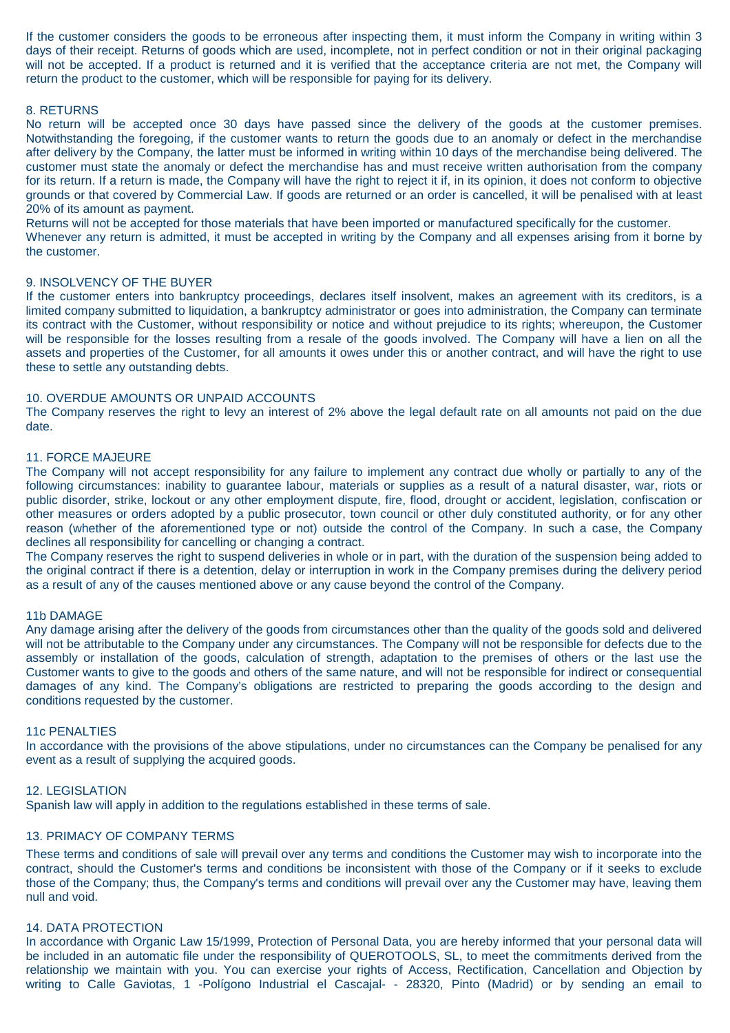If the customer considers the goods to be erroneous after inspecting them, it must inform the Company in writing within 3 days of their receipt. Returns of goods which are used, incomplete, not in perfect condition or not in their original packaging will not be accepted. If a product is returned and it is verified that the acceptance criteria are not met, the Company will return the product to the customer, which will be responsible for paying for its delivery.

## 8. RETURNS

No return will be accepted once 30 days have passed since the delivery of the goods at the customer premises. Notwithstanding the foregoing, if the customer wants to return the goods due to an anomaly or defect in the merchandise after delivery by the Company, the latter must be informed in writing within 10 days of the merchandise being delivered. The customer must state the anomaly or defect the merchandise has and must receive written authorisation from the company for its return. If a return is made, the Company will have the right to reject it if, in its opinion, it does not conform to objective grounds or that covered by Commercial Law. If goods are returned or an order is cancelled, it will be penalised with at least 20% of its amount as payment.

Returns will not be accepted for those materials that have been imported or manufactured specifically for the customer.

Whenever any return is admitted, it must be accepted in writing by the Company and all expenses arising from it borne by the customer.

## 9. INSOLVENCY OF THE BUYER

If the customer enters into bankruptcy proceedings, declares itself insolvent, makes an agreement with its creditors, is a limited company submitted to liquidation, a bankruptcy administrator or goes into administration, the Company can terminate its contract with the Customer, without responsibility or notice and without prejudice to its rights; whereupon, the Customer will be responsible for the losses resulting from a resale of the goods involved. The Company will have a lien on all the assets and properties of the Customer, for all amounts it owes under this or another contract, and will have the right to use these to settle any outstanding debts.

## 10. OVERDUE AMOUNTS OR UNPAID ACCOUNTS

The Company reserves the right to levy an interest of 2% above the legal default rate on all amounts not paid on the due date.

## 11. FORCE MAJEURE

The Company will not accept responsibility for any failure to implement any contract due wholly or partially to any of the following circumstances: inability to guarantee labour, materials or supplies as a result of a natural disaster, war, riots or public disorder, strike, lockout or any other employment dispute, fire, flood, drought or accident, legislation, confiscation or other measures or orders adopted by a public prosecutor, town council or other duly constituted authority, or for any other reason (whether of the aforementioned type or not) outside the control of the Company. In such a case, the Company declines all responsibility for cancelling or changing a contract.

The Company reserves the right to suspend deliveries in whole or in part, with the duration of the suspension being added to the original contract if there is a detention, delay or interruption in work in the Company premises during the delivery period as a result of any of the causes mentioned above or any cause beyond the control of the Company.

## 11b DAMAGE

Any damage arising after the delivery of the goods from circumstances other than the quality of the goods sold and delivered will not be attributable to the Company under any circumstances. The Company will not be responsible for defects due to the assembly or installation of the goods, calculation of strength, adaptation to the premises of others or the last use the Customer wants to give to the goods and others of the same nature, and will not be responsible for indirect or consequential damages of any kind. The Company's obligations are restricted to preparing the goods according to the design and conditions requested by the customer.

## 11c PENALTIES

In accordance with the provisions of the above stipulations, under no circumstances can the Company be penalised for any event as a result of supplying the acquired goods.

## 12. LEGISLATION

Spanish law will apply in addition to the regulations established in these terms of sale.

## 13. PRIMACY OF COMPANY TERMS

These terms and conditions of sale will prevail over any terms and conditions the Customer may wish to incorporate into the contract, should the Customer's terms and conditions be inconsistent with those of the Company or if it seeks to exclude those of the Company; thus, the Company's terms and conditions will prevail over any the Customer may have, leaving them null and void.

## 14. DATA PROTECTION

In accordance with Organic Law 15/1999, Protection of Personal Data, you are hereby informed that your personal data will be included in an automatic file under the responsibility of QUEROTOOLS, SL, to meet the commitments derived from the relationship we maintain with you. You can exercise your rights of Access, Rectification, Cancellation and Objection by writing to Calle Gaviotas, 1 -Polígono Industrial el Cascajal- - 28320, Pinto (Madrid) or by sending an email to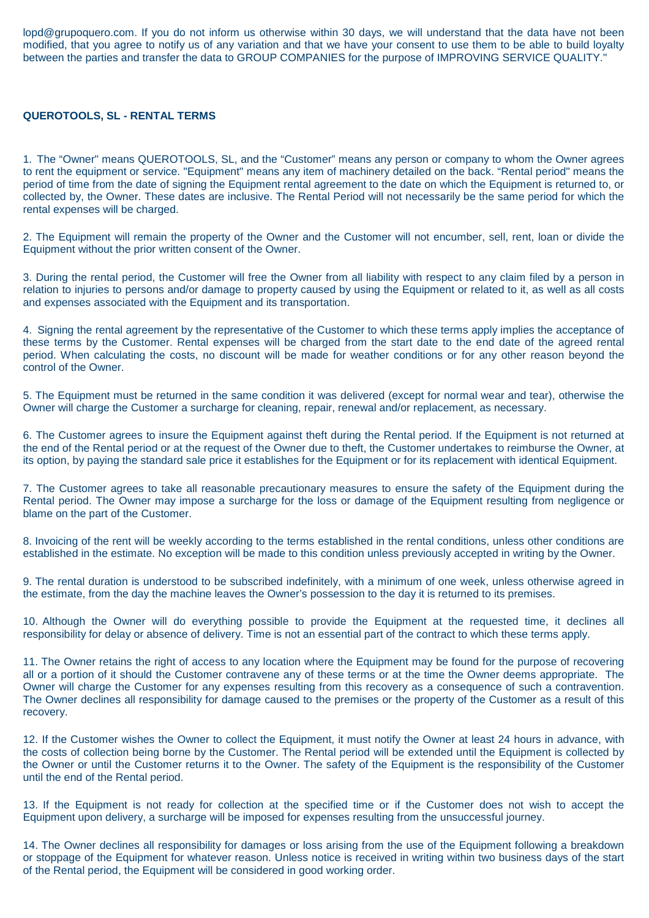lopd@grupoquero.com. If you do not inform us otherwise within 30 days, we will understand that the data have not been modified, that you agree to notify us of any variation and that we have your consent to use them to be able to build loyalty between the parties and transfer the data to GROUP COMPANIES for the purpose of IMPROVING SERVICE QUALITY."

**QUEROTOOLS, SL - RENTAL TERMS**

1. The "Owner" means QUEROTOOLS, SL, and the "Customer" means any person or company to whom the Owner agrees to rent the equipment or service. "Equipment" means any item of machinery detailed on the back. "Rental period" means the period of time from the date of signing the Equipment rental agreement to the date on which the Equipment is returned to, or collected by, the Owner. These dates are inclusive. The Rental Period will not necessarily be the same period for which the rental expenses will be charged.

2. The Equipment will remain the property of the Owner and the Customer will not encumber, sell, rent, loan or divide the Equipment without the prior written consent of the Owner.

3. During the rental period, the Customer will free the Owner from all liability with respect to any claim filed by a person in relation to injuries to persons and/or damage to property caused by using the Equipment or related to it, as well as all costs and expenses associated with the Equipment and its transportation.

4. Signing the rental agreement by the representative of the Customer to which these terms apply implies the acceptance of these terms by the Customer. Rental expenses will be charged from the start date to the end date of the agreed rental period. When calculating the costs, no discount will be made for weather conditions or for any other reason beyond the control of the Owner.

5. The Equipment must be returned in the same condition it was delivered (except for normal wear and tear), otherwise the Owner will charge the Customer a surcharge for cleaning, repair, renewal and/or replacement, as necessary.

6. The Customer agrees to insure the Equipment against theft during the Rental period. If the Equipment is not returned at the end of the Rental period or at the request of the Owner due to theft, the Customer undertakes to reimburse the Owner, at its option, by paying the standard sale price it establishes for the Equipment or for its replacement with identical Equipment.

7. The Customer agrees to take all reasonable precautionary measures to ensure the safety of the Equipment during the Rental period. The Owner may impose a surcharge for the loss or damage of the Equipment resulting from negligence or blame on the part of the Customer.

8. Invoicing of the rent will be weekly according to the terms established in the rental conditions, unless other conditions are established in the estimate. No exception will be made to this condition unless previously accepted in writing by the Owner.

9. The rental duration is understood to be subscribed indefinitely, with a minimum of one week, unless otherwise agreed in the estimate, from the day the machine leaves the Owner's possession to the day it is returned to its premises.

10. Although the Owner will do everything possible to provide the Equipment at the requested time, it declines all responsibility for delay or absence of delivery. Time is not an essential part of the contract to which these terms apply.

11. The Owner retains the right of access to any location where the Equipment may be found for the purpose of recovering all or a portion of it should the Customer contravene any of these terms or at the time the Owner deems appropriate. The Owner will charge the Customer for any expenses resulting from this recovery as a consequence of such a contravention. The Owner declines all responsibility for damage caused to the premises or the property of the Customer as a result of this recovery.

12. If the Customer wishes the Owner to collect the Equipment, it must notify the Owner at least 24 hours in advance, with the costs of collection being borne by the Customer. The Rental period will be extended until the Equipment is collected by the Owner or until the Customer returns it to the Owner. The safety of the Equipment is the responsibility of the Customer until the end of the Rental period.

13. If the Equipment is not ready for collection at the specified time or if the Customer does not wish to accept the Equipment upon delivery, a surcharge will be imposed for expenses resulting from the unsuccessful journey.

14. The Owner declines all responsibility for damages or loss arising from the use of the Equipment following a breakdown or stoppage of the Equipment for whatever reason. Unless notice is received in writing within two business days of the start of the Rental period, the Equipment will be considered in good working order.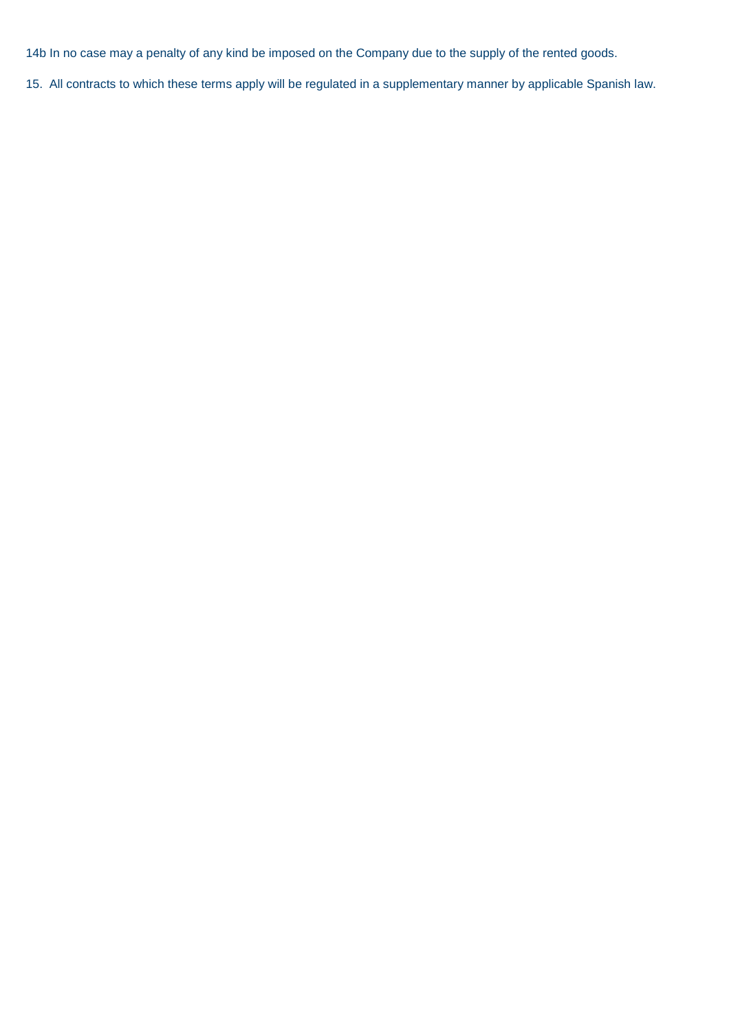14b In no case may a penalty of any kind be imposed on the Company due to the supply of the rented goods.

15. All contracts to which these terms apply will be regulated in a supplementary manner by applicable Spanish law.